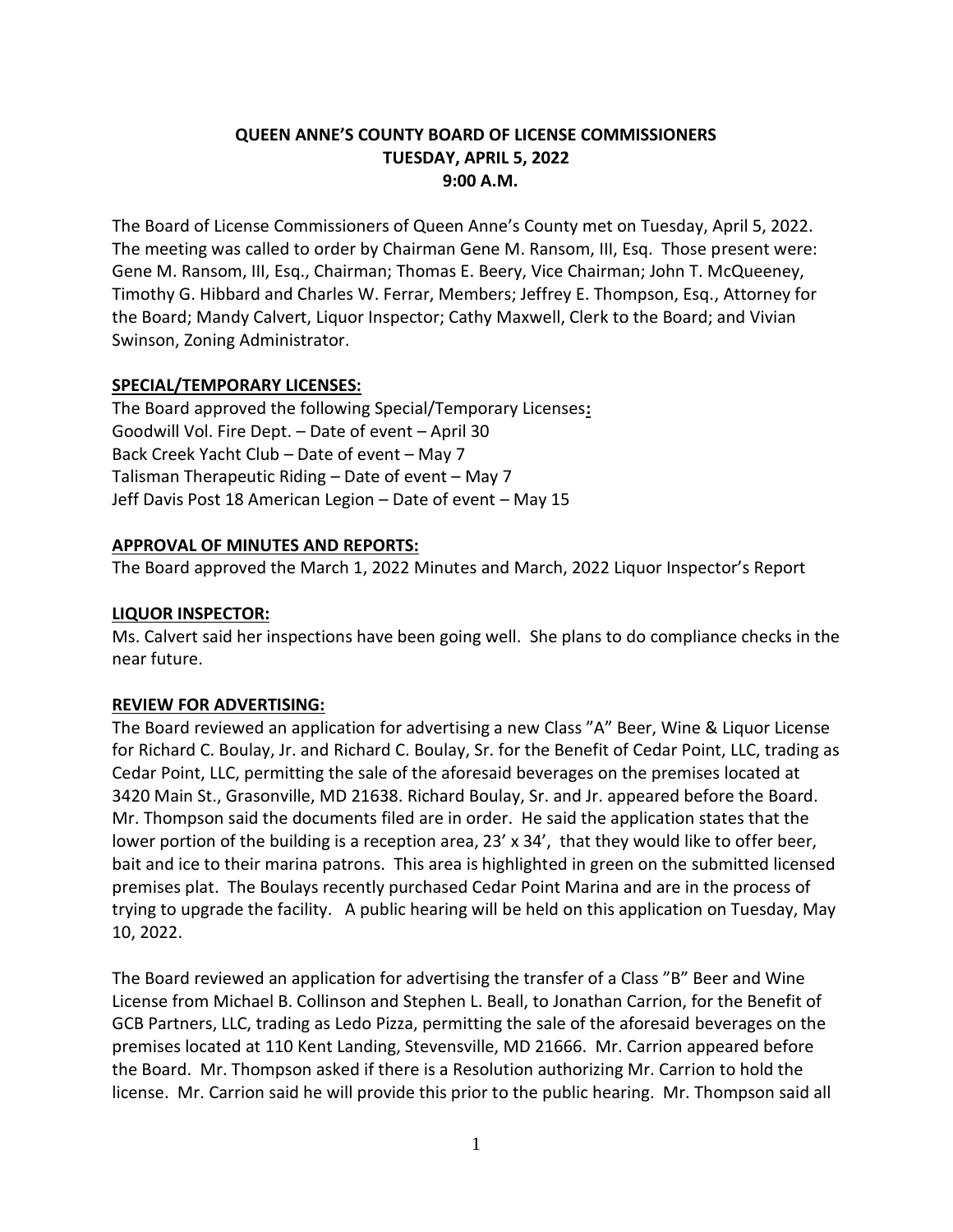# QUEEN ANNE'S COUNTY BOARD OF LICENSE COMMISSIONERS
## TUESDAY, APRIL 5, 2022
## 9:00 A.M.

The Board of License Commissioners of Queen Anne's County met on Tuesday, April 5, 2022. The meeting was called to order by Chairman Gene M. Ransom, III, Esq. Those present were: Gene M. Ransom, III, Esq., Chairman; Thomas E. Beery, Vice Chairman; John T. McQueeney, Timothy G. Hibbard and Charles W. Ferrar, Members; Jeffrey E. Thompson, Esq., Attorney for the Board; Mandy Calvert, Liquor Inspector; Cathy Maxwell, Clerk to the Board; and Vivian Swinson, Zoning Administrator.

**SPECIAL/TEMPORARY LICENSES:**

The Board approved the following Special/Temporary Licenses**:**
Goodwill Vol. Fire Dept. – Date of event – April 30
Back Creek Yacht Club – Date of event – May 7
Talisman Therapeutic Riding – Date of event – May 7
Jeff Davis Post 18 American Legion – Date of event – May 15

**APPROVAL OF MINUTES AND REPORTS:**

The Board approved the March 1, 2022 Minutes and March, 2022 Liquor Inspector's Report

**LIQUOR INSPECTOR:**

Ms. Calvert said her inspections have been going well. She plans to do compliance checks in the near future.

**REVIEW FOR ADVERTISING:**

The Board reviewed an application for advertising a new Class "A" Beer, Wine & Liquor License for Richard C. Boulay, Jr. and Richard C. Boulay, Sr. for the Benefit of Cedar Point, LLC, trading as Cedar Point, LLC, permitting the sale of the aforesaid beverages on the premises located at 3420 Main St., Grasonville, MD 21638. Richard Boulay, Sr. and Jr. appeared before the Board. Mr. Thompson said the documents filed are in order. He said the application states that the lower portion of the building is a reception area, 23' x 34', that they would like to offer beer, bait and ice to their marina patrons. This area is highlighted in green on the submitted licensed premises plat. The Boulays recently purchased Cedar Point Marina and are in the process of trying to upgrade the facility. A public hearing will be held on this application on Tuesday, May 10, 2022.

The Board reviewed an application for advertising the transfer of a Class "B" Beer and Wine License from Michael B. Collinson and Stephen L. Beall, to Jonathan Carrion, for the Benefit of GCB Partners, LLC, trading as Ledo Pizza, permitting the sale of the aforesaid beverages on the premises located at 110 Kent Landing, Stevensville, MD 21666. Mr. Carrion appeared before the Board. Mr. Thompson asked if there is a Resolution authorizing Mr. Carrion to hold the license. Mr. Carrion said he will provide this prior to the public hearing. Mr. Thompson said all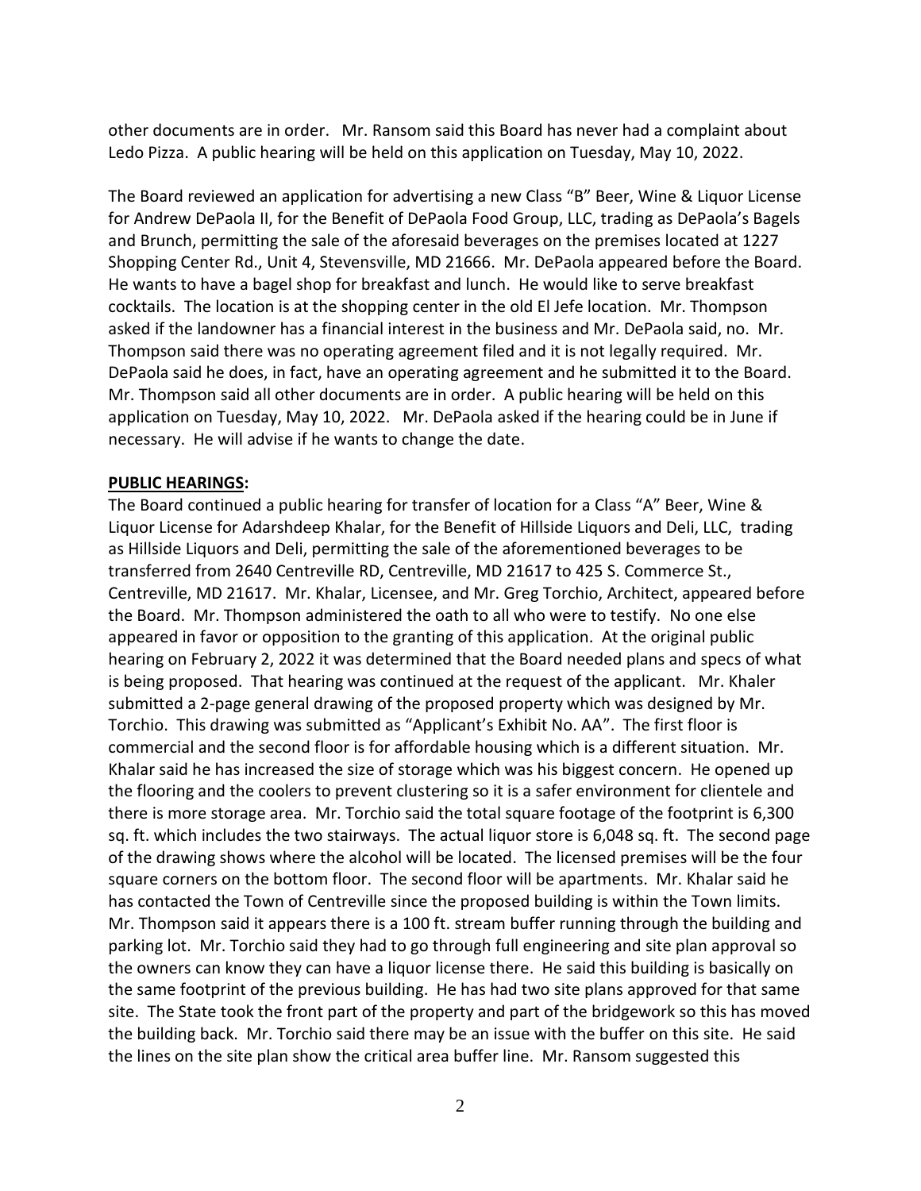other documents are in order. Mr. Ransom said this Board has never had a complaint about Ledo Pizza. A public hearing will be held on this application on Tuesday, May 10, 2022.

The Board reviewed an application for advertising a new Class "B" Beer, Wine & Liquor License for Andrew DePaola II, for the Benefit of DePaola Food Group, LLC, trading as DePaola's Bagels and Brunch, permitting the sale of the aforesaid beverages on the premises located at 1227 Shopping Center Rd., Unit 4, Stevensville, MD 21666. Mr. DePaola appeared before the Board. He wants to have a bagel shop for breakfast and lunch. He would like to serve breakfast cocktails. The location is at the shopping center in the old El Jefe location. Mr. Thompson asked if the landowner has a financial interest in the business and Mr. DePaola said, no. Mr. Thompson said there was no operating agreement filed and it is not legally required. Mr. DePaola said he does, in fact, have an operating agreement and he submitted it to the Board. Mr. Thompson said all other documents are in order. A public hearing will be held on this application on Tuesday, May 10, 2022. Mr. DePaola asked if the hearing could be in June if necessary. He will advise if he wants to change the date.

**PUBLIC HEARINGS:**

The Board continued a public hearing for transfer of location for a Class "A" Beer, Wine & Liquor License for Adarshdeep Khalar, for the Benefit of Hillside Liquors and Deli, LLC, trading as Hillside Liquors and Deli, permitting the sale of the aforementioned beverages to be transferred from 2640 Centreville RD, Centreville, MD 21617 to 425 S. Commerce St., Centreville, MD 21617. Mr. Khalar, Licensee, and Mr. Greg Torchio, Architect, appeared before the Board. Mr. Thompson administered the oath to all who were to testify. No one else appeared in favor or opposition to the granting of this application. At the original public hearing on February 2, 2022 it was determined that the Board needed plans and specs of what is being proposed. That hearing was continued at the request of the applicant. Mr. Khaler submitted a 2-page general drawing of the proposed property which was designed by Mr. Torchio. This drawing was submitted as "Applicant's Exhibit No. AA". The first floor is commercial and the second floor is for affordable housing which is a different situation. Mr. Khalar said he has increased the size of storage which was his biggest concern. He opened up the flooring and the coolers to prevent clustering so it is a safer environment for clientele and there is more storage area. Mr. Torchio said the total square footage of the footprint is 6,300 sq. ft. which includes the two stairways. The actual liquor store is 6,048 sq. ft. The second page of the drawing shows where the alcohol will be located. The licensed premises will be the four square corners on the bottom floor. The second floor will be apartments. Mr. Khalar said he has contacted the Town of Centreville since the proposed building is within the Town limits. Mr. Thompson said it appears there is a 100 ft. stream buffer running through the building and parking lot. Mr. Torchio said they had to go through full engineering and site plan approval so the owners can know they can have a liquor license there. He said this building is basically on the same footprint of the previous building. He has had two site plans approved for that same site. The State took the front part of the property and part of the bridgework so this has moved the building back. Mr. Torchio said there may be an issue with the buffer on this site. He said the lines on the site plan show the critical area buffer line. Mr. Ransom suggested this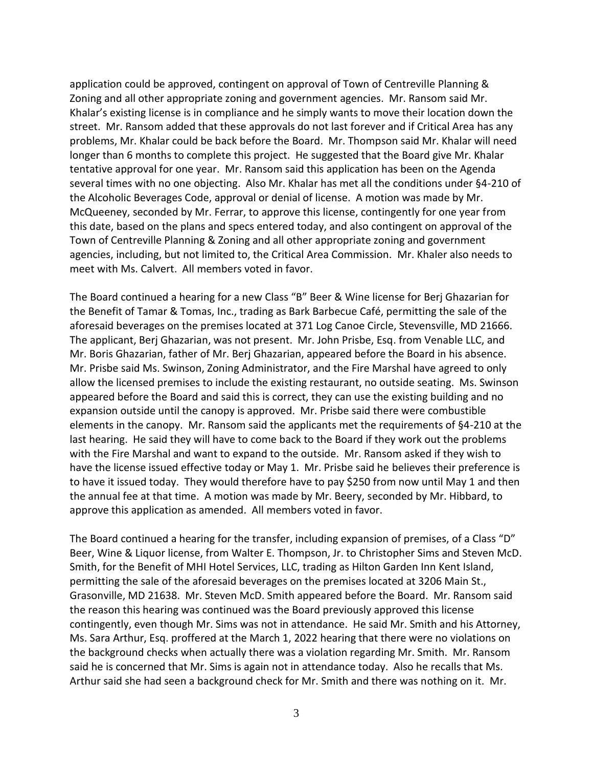application could be approved, contingent on approval of Town of Centreville Planning & Zoning and all other appropriate zoning and government agencies. Mr. Ransom said Mr. Khalar's existing license is in compliance and he simply wants to move their location down the street. Mr. Ransom added that these approvals do not last forever and if Critical Area has any problems, Mr. Khalar could be back before the Board. Mr. Thompson said Mr. Khalar will need longer than 6 months to complete this project. He suggested that the Board give Mr. Khalar tentative approval for one year. Mr. Ransom said this application has been on the Agenda several times with no one objecting. Also Mr. Khalar has met all the conditions under §4-210 of the Alcoholic Beverages Code, approval or denial of license. A motion was made by Mr. McQueeney, seconded by Mr. Ferrar, to approve this license, contingently for one year from this date, based on the plans and specs entered today, and also contingent on approval of the Town of Centreville Planning & Zoning and all other appropriate zoning and government agencies, including, but not limited to, the Critical Area Commission. Mr. Khaler also needs to meet with Ms. Calvert. All members voted in favor.

The Board continued a hearing for a new Class "B" Beer & Wine license for Berj Ghazarian for the Benefit of Tamar & Tomas, Inc., trading as Bark Barbecue Café, permitting the sale of the aforesaid beverages on the premises located at 371 Log Canoe Circle, Stevensville, MD 21666. The applicant, Berj Ghazarian, was not present. Mr. John Prisbe, Esq. from Venable LLC, and Mr. Boris Ghazarian, father of Mr. Berj Ghazarian, appeared before the Board in his absence. Mr. Prisbe said Ms. Swinson, Zoning Administrator, and the Fire Marshal have agreed to only allow the licensed premises to include the existing restaurant, no outside seating. Ms. Swinson appeared before the Board and said this is correct, they can use the existing building and no expansion outside until the canopy is approved. Mr. Prisbe said there were combustible elements in the canopy. Mr. Ransom said the applicants met the requirements of §4-210 at the last hearing. He said they will have to come back to the Board if they work out the problems with the Fire Marshal and want to expand to the outside. Mr. Ransom asked if they wish to have the license issued effective today or May 1. Mr. Prisbe said he believes their preference is to have it issued today. They would therefore have to pay $250 from now until May 1 and then the annual fee at that time. A motion was made by Mr. Beery, seconded by Mr. Hibbard, to approve this application as amended. All members voted in favor.

The Board continued a hearing for the transfer, including expansion of premises, of a Class "D" Beer, Wine & Liquor license, from Walter E. Thompson, Jr. to Christopher Sims and Steven McD. Smith, for the Benefit of MHI Hotel Services, LLC, trading as Hilton Garden Inn Kent Island, permitting the sale of the aforesaid beverages on the premises located at 3206 Main St., Grasonville, MD 21638. Mr. Steven McD. Smith appeared before the Board. Mr. Ransom said the reason this hearing was continued was the Board previously approved this license contingently, even though Mr. Sims was not in attendance. He said Mr. Smith and his Attorney, Ms. Sara Arthur, Esq. proffered at the March 1, 2022 hearing that there were no violations on the background checks when actually there was a violation regarding Mr. Smith. Mr. Ransom said he is concerned that Mr. Sims is again not in attendance today. Also he recalls that Ms. Arthur said she had seen a background check for Mr. Smith and there was nothing on it. Mr.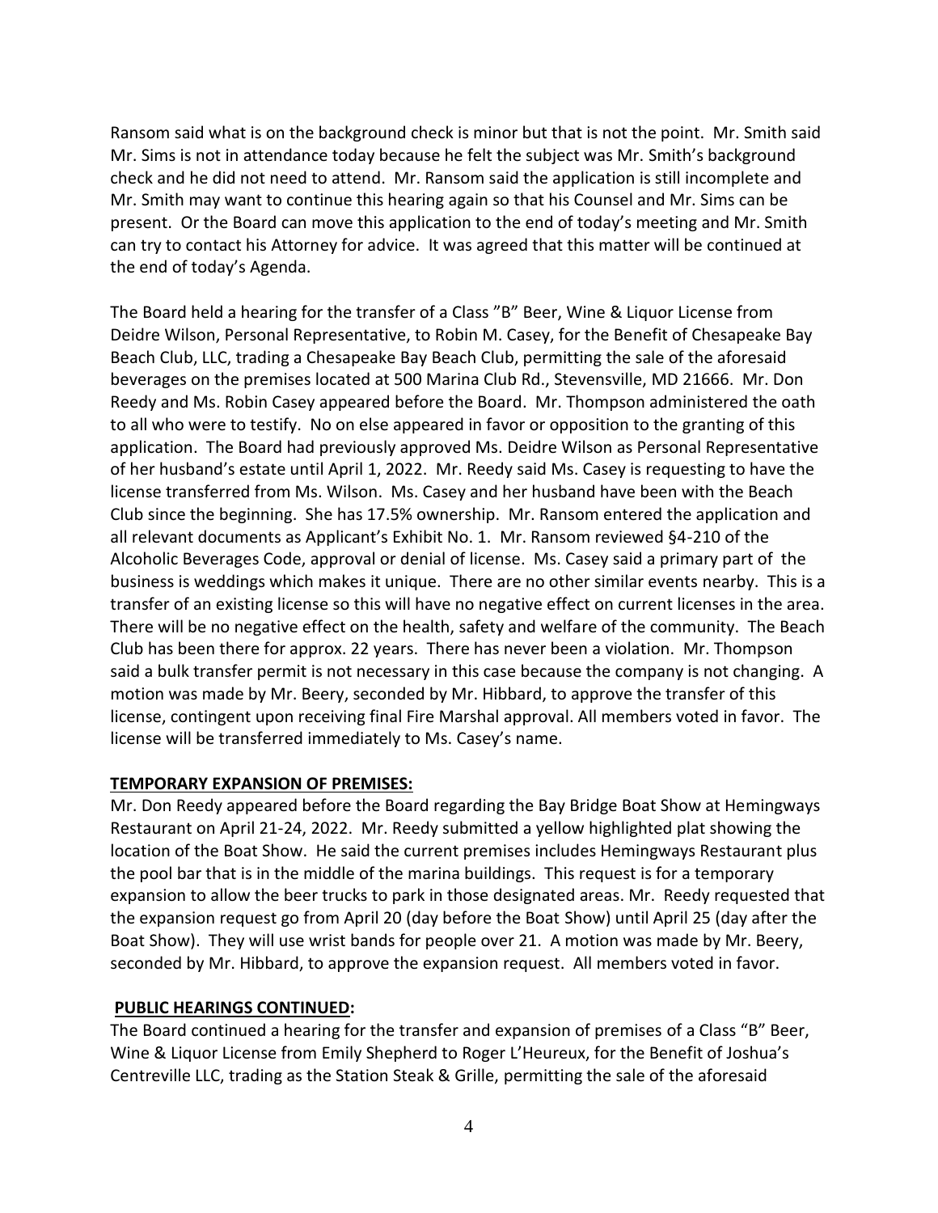Ransom said what is on the background check is minor but that is not the point. Mr. Smith said Mr. Sims is not in attendance today because he felt the subject was Mr. Smith's background check and he did not need to attend. Mr. Ransom said the application is still incomplete and Mr. Smith may want to continue this hearing again so that his Counsel and Mr. Sims can be present. Or the Board can move this application to the end of today's meeting and Mr. Smith can try to contact his Attorney for advice. It was agreed that this matter will be continued at the end of today's Agenda.

The Board held a hearing for the transfer of a Class "B" Beer, Wine & Liquor License from Deidre Wilson, Personal Representative, to Robin M. Casey, for the Benefit of Chesapeake Bay Beach Club, LLC, trading a Chesapeake Bay Beach Club, permitting the sale of the aforesaid beverages on the premises located at 500 Marina Club Rd., Stevensville, MD 21666. Mr. Don Reedy and Ms. Robin Casey appeared before the Board. Mr. Thompson administered the oath to all who were to testify. No on else appeared in favor or opposition to the granting of this application. The Board had previously approved Ms. Deidre Wilson as Personal Representative of her husband's estate until April 1, 2022. Mr. Reedy said Ms. Casey is requesting to have the license transferred from Ms. Wilson. Ms. Casey and her husband have been with the Beach Club since the beginning. She has 17.5% ownership. Mr. Ransom entered the application and all relevant documents as Applicant's Exhibit No. 1. Mr. Ransom reviewed §4-210 of the Alcoholic Beverages Code, approval or denial of license. Ms. Casey said a primary part of the business is weddings which makes it unique. There are no other similar events nearby. This is a transfer of an existing license so this will have no negative effect on current licenses in the area. There will be no negative effect on the health, safety and welfare of the community. The Beach Club has been there for approx. 22 years. There has never been a violation. Mr. Thompson said a bulk transfer permit is not necessary in this case because the company is not changing. A motion was made by Mr. Beery, seconded by Mr. Hibbard, to approve the transfer of this license, contingent upon receiving final Fire Marshal approval. All members voted in favor. The license will be transferred immediately to Ms. Casey's name.

**TEMPORARY EXPANSION OF PREMISES:**

Mr. Don Reedy appeared before the Board regarding the Bay Bridge Boat Show at Hemingways Restaurant on April 21-24, 2022. Mr. Reedy submitted a yellow highlighted plat showing the location of the Boat Show. He said the current premises includes Hemingways Restaurant plus the pool bar that is in the middle of the marina buildings. This request is for a temporary expansion to allow the beer trucks to park in those designated areas. Mr. Reedy requested that the expansion request go from April 20 (day before the Boat Show) until April 25 (day after the Boat Show). They will use wrist bands for people over 21. A motion was made by Mr. Beery, seconded by Mr. Hibbard, to approve the expansion request. All members voted in favor.

**PUBLIC HEARINGS CONTINUED:**

The Board continued a hearing for the transfer and expansion of premises of a Class "B" Beer, Wine & Liquor License from Emily Shepherd to Roger L'Heureux, for the Benefit of Joshua's Centreville LLC, trading as the Station Steak & Grille, permitting the sale of the aforesaid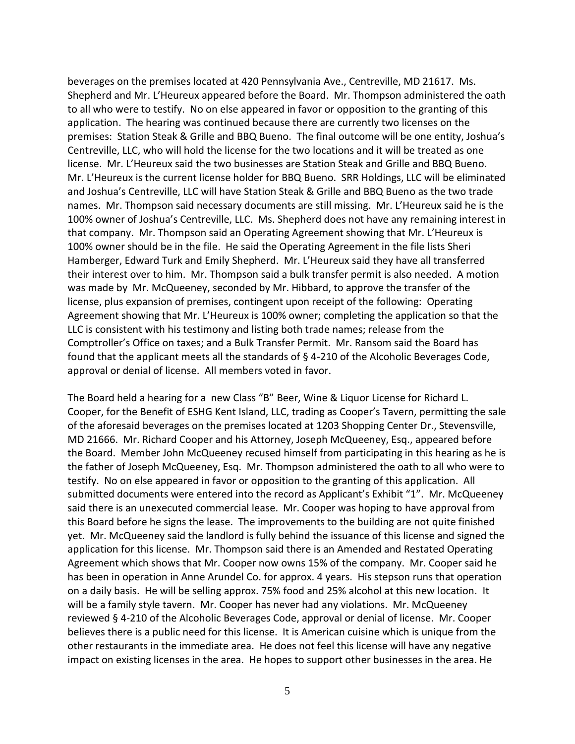beverages on the premises located at 420 Pennsylvania Ave., Centreville, MD 21617. Ms. Shepherd and Mr. L'Heureux appeared before the Board. Mr. Thompson administered the oath to all who were to testify. No on else appeared in favor or opposition to the granting of this application. The hearing was continued because there are currently two licenses on the premises: Station Steak & Grille and BBQ Bueno. The final outcome will be one entity, Joshua's Centreville, LLC, who will hold the license for the two locations and it will be treated as one license. Mr. L'Heureux said the two businesses are Station Steak and Grille and BBQ Bueno. Mr. L'Heureux is the current license holder for BBQ Bueno. SRR Holdings, LLC will be eliminated and Joshua's Centreville, LLC will have Station Steak & Grille and BBQ Bueno as the two trade names. Mr. Thompson said necessary documents are still missing. Mr. L'Heureux said he is the 100% owner of Joshua's Centreville, LLC. Ms. Shepherd does not have any remaining interest in that company. Mr. Thompson said an Operating Agreement showing that Mr. L'Heureux is 100% owner should be in the file. He said the Operating Agreement in the file lists Sheri Hamberger, Edward Turk and Emily Shepherd. Mr. L'Heureux said they have all transferred their interest over to him. Mr. Thompson said a bulk transfer permit is also needed. A motion was made by Mr. McQueeney, seconded by Mr. Hibbard, to approve the transfer of the license, plus expansion of premises, contingent upon receipt of the following: Operating Agreement showing that Mr. L'Heureux is 100% owner; completing the application so that the LLC is consistent with his testimony and listing both trade names; release from the Comptroller's Office on taxes; and a Bulk Transfer Permit. Mr. Ransom said the Board has found that the applicant meets all the standards of § 4-210 of the Alcoholic Beverages Code, approval or denial of license. All members voted in favor.

The Board held a hearing for a new Class "B" Beer, Wine & Liquor License for Richard L. Cooper, for the Benefit of ESHG Kent Island, LLC, trading as Cooper's Tavern, permitting the sale of the aforesaid beverages on the premises located at 1203 Shopping Center Dr., Stevensville, MD 21666. Mr. Richard Cooper and his Attorney, Joseph McQueeney, Esq., appeared before the Board. Member John McQueeney recused himself from participating in this hearing as he is the father of Joseph McQueeney, Esq. Mr. Thompson administered the oath to all who were to testify. No on else appeared in favor or opposition to the granting of this application. All submitted documents were entered into the record as Applicant's Exhibit "1". Mr. McQueeney said there is an unexecuted commercial lease. Mr. Cooper was hoping to have approval from this Board before he signs the lease. The improvements to the building are not quite finished yet. Mr. McQueeney said the landlord is fully behind the issuance of this license and signed the application for this license. Mr. Thompson said there is an Amended and Restated Operating Agreement which shows that Mr. Cooper now owns 15% of the company. Mr. Cooper said he has been in operation in Anne Arundel Co. for approx. 4 years. His stepson runs that operation on a daily basis. He will be selling approx. 75% food and 25% alcohol at this new location. It will be a family style tavern. Mr. Cooper has never had any violations. Mr. McQueeney reviewed § 4-210 of the Alcoholic Beverages Code, approval or denial of license. Mr. Cooper believes there is a public need for this license. It is American cuisine which is unique from the other restaurants in the immediate area. He does not feel this license will have any negative impact on existing licenses in the area. He hopes to support other businesses in the area. He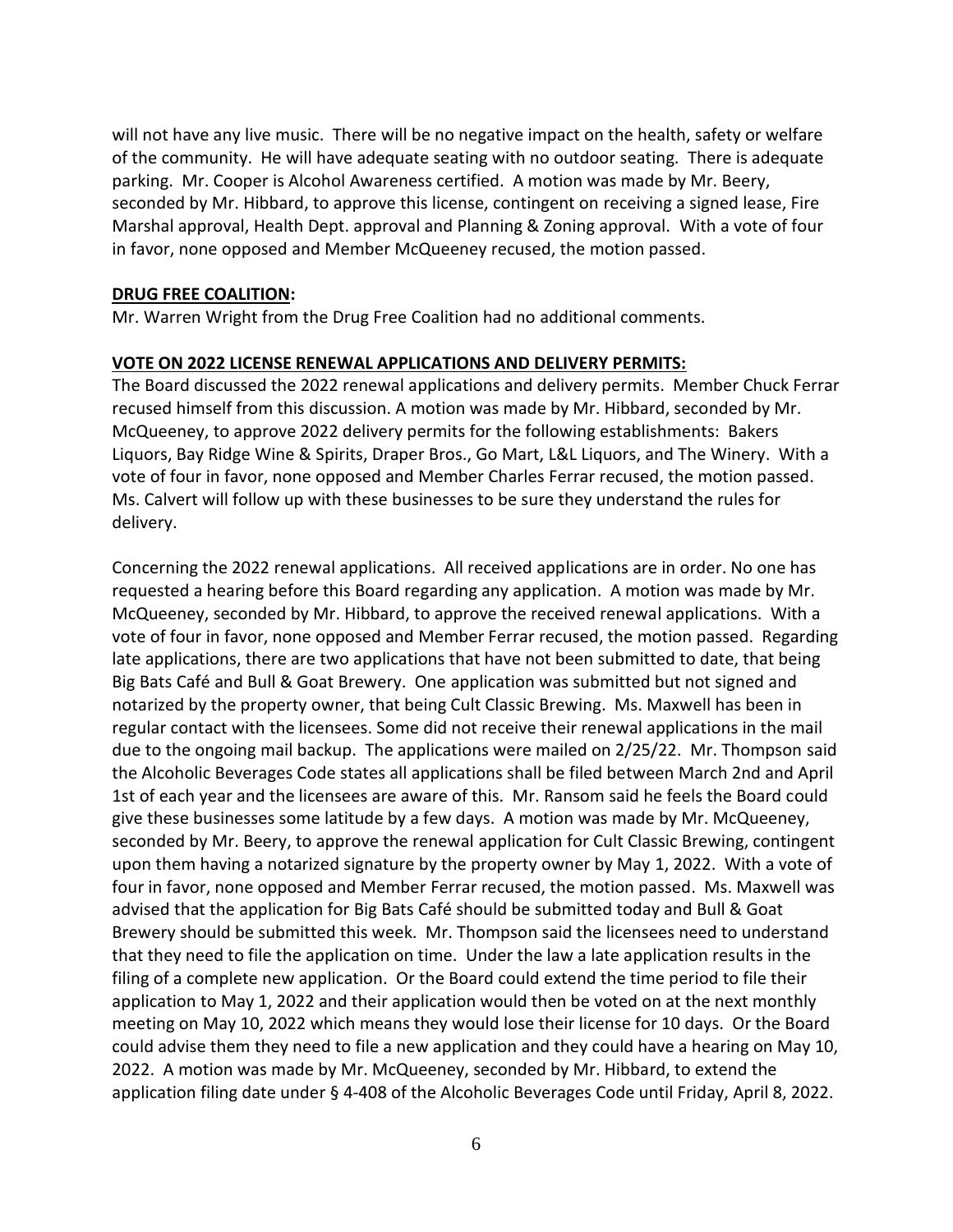will not have any live music. There will be no negative impact on the health, safety or welfare of the community. He will have adequate seating with no outdoor seating. There is adequate parking. Mr. Cooper is Alcohol Awareness certified. A motion was made by Mr. Beery, seconded by Mr. Hibbard, to approve this license, contingent on receiving a signed lease, Fire Marshal approval, Health Dept. approval and Planning & Zoning approval. With a vote of four in favor, none opposed and Member McQueeney recused, the motion passed.

**DRUG FREE COALITION:**

Mr. Warren Wright from the Drug Free Coalition had no additional comments.

**VOTE ON 2022 LICENSE RENEWAL APPLICATIONS AND DELIVERY PERMITS:**

The Board discussed the 2022 renewal applications and delivery permits. Member Chuck Ferrar recused himself from this discussion. A motion was made by Mr. Hibbard, seconded by Mr. McQueeney, to approve 2022 delivery permits for the following establishments: Bakers Liquors, Bay Ridge Wine & Spirits, Draper Bros., Go Mart, L&L Liquors, and The Winery. With a vote of four in favor, none opposed and Member Charles Ferrar recused, the motion passed. Ms. Calvert will follow up with these businesses to be sure they understand the rules for delivery.

Concerning the 2022 renewal applications. All received applications are in order. No one has requested a hearing before this Board regarding any application. A motion was made by Mr. McQueeney, seconded by Mr. Hibbard, to approve the received renewal applications. With a vote of four in favor, none opposed and Member Ferrar recused, the motion passed. Regarding late applications, there are two applications that have not been submitted to date, that being Big Bats Café and Bull & Goat Brewery. One application was submitted but not signed and notarized by the property owner, that being Cult Classic Brewing. Ms. Maxwell has been in regular contact with the licensees. Some did not receive their renewal applications in the mail due to the ongoing mail backup. The applications were mailed on 2/25/22. Mr. Thompson said the Alcoholic Beverages Code states all applications shall be filed between March 2nd and April 1st of each year and the licensees are aware of this. Mr. Ransom said he feels the Board could give these businesses some latitude by a few days. A motion was made by Mr. McQueeney, seconded by Mr. Beery, to approve the renewal application for Cult Classic Brewing, contingent upon them having a notarized signature by the property owner by May 1, 2022. With a vote of four in favor, none opposed and Member Ferrar recused, the motion passed. Ms. Maxwell was advised that the application for Big Bats Café should be submitted today and Bull & Goat Brewery should be submitted this week. Mr. Thompson said the licensees need to understand that they need to file the application on time. Under the law a late application results in the filing of a complete new application. Or the Board could extend the time period to file their application to May 1, 2022 and their application would then be voted on at the next monthly meeting on May 10, 2022 which means they would lose their license for 10 days. Or the Board could advise them they need to file a new application and they could have a hearing on May 10, 2022. A motion was made by Mr. McQueeney, seconded by Mr. Hibbard, to extend the application filing date under § 4-408 of the Alcoholic Beverages Code until Friday, April 8, 2022.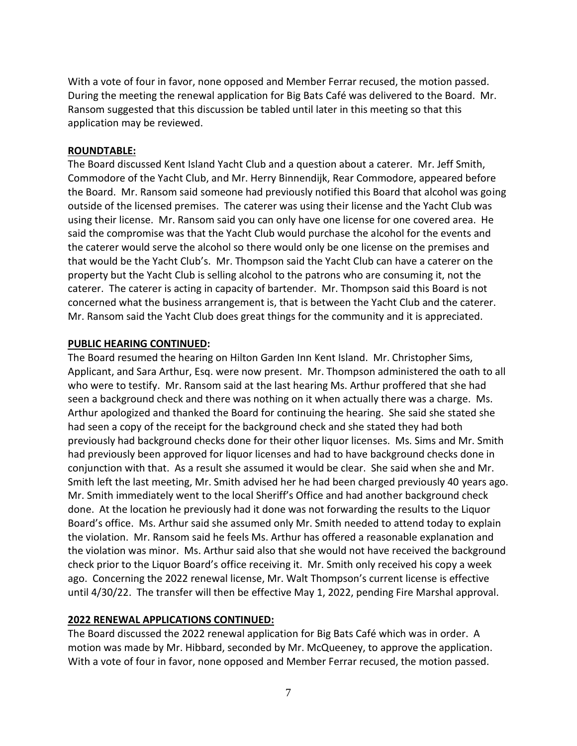With a vote of four in favor, none opposed and Member Ferrar recused, the motion passed. During the meeting the renewal application for Big Bats Café was delivered to the Board. Mr. Ransom suggested that this discussion be tabled until later in this meeting so that this application may be reviewed.

**ROUNDTABLE:**

The Board discussed Kent Island Yacht Club and a question about a caterer. Mr. Jeff Smith, Commodore of the Yacht Club, and Mr. Herry Binnendijk, Rear Commodore, appeared before the Board. Mr. Ransom said someone had previously notified this Board that alcohol was going outside of the licensed premises. The caterer was using their license and the Yacht Club was using their license. Mr. Ransom said you can only have one license for one covered area. He said the compromise was that the Yacht Club would purchase the alcohol for the events and the caterer would serve the alcohol so there would only be one license on the premises and that would be the Yacht Club's. Mr. Thompson said the Yacht Club can have a caterer on the property but the Yacht Club is selling alcohol to the patrons who are consuming it, not the caterer. The caterer is acting in capacity of bartender. Mr. Thompson said this Board is not concerned what the business arrangement is, that is between the Yacht Club and the caterer. Mr. Ransom said the Yacht Club does great things for the community and it is appreciated.

**PUBLIC HEARING CONTINUED:**

The Board resumed the hearing on Hilton Garden Inn Kent Island. Mr. Christopher Sims, Applicant, and Sara Arthur, Esq. were now present. Mr. Thompson administered the oath to all who were to testify. Mr. Ransom said at the last hearing Ms. Arthur proffered that she had seen a background check and there was nothing on it when actually there was a charge. Ms. Arthur apologized and thanked the Board for continuing the hearing. She said she stated she had seen a copy of the receipt for the background check and she stated they had both previously had background checks done for their other liquor licenses. Ms. Sims and Mr. Smith had previously been approved for liquor licenses and had to have background checks done in conjunction with that. As a result she assumed it would be clear. She said when she and Mr. Smith left the last meeting, Mr. Smith advised her he had been charged previously 40 years ago. Mr. Smith immediately went to the local Sheriff's Office and had another background check done. At the location he previously had it done was not forwarding the results to the Liquor Board's office. Ms. Arthur said she assumed only Mr. Smith needed to attend today to explain the violation. Mr. Ransom said he feels Ms. Arthur has offered a reasonable explanation and the violation was minor. Ms. Arthur said also that she would not have received the background check prior to the Liquor Board's office receiving it. Mr. Smith only received his copy a week ago. Concerning the 2022 renewal license, Mr. Walt Thompson's current license is effective until 4/30/22. The transfer will then be effective May 1, 2022, pending Fire Marshal approval.

**2022 RENEWAL APPLICATIONS CONTINUED:**

The Board discussed the 2022 renewal application for Big Bats Café which was in order. A motion was made by Mr. Hibbard, seconded by Mr. McQueeney, to approve the application. With a vote of four in favor, none opposed and Member Ferrar recused, the motion passed.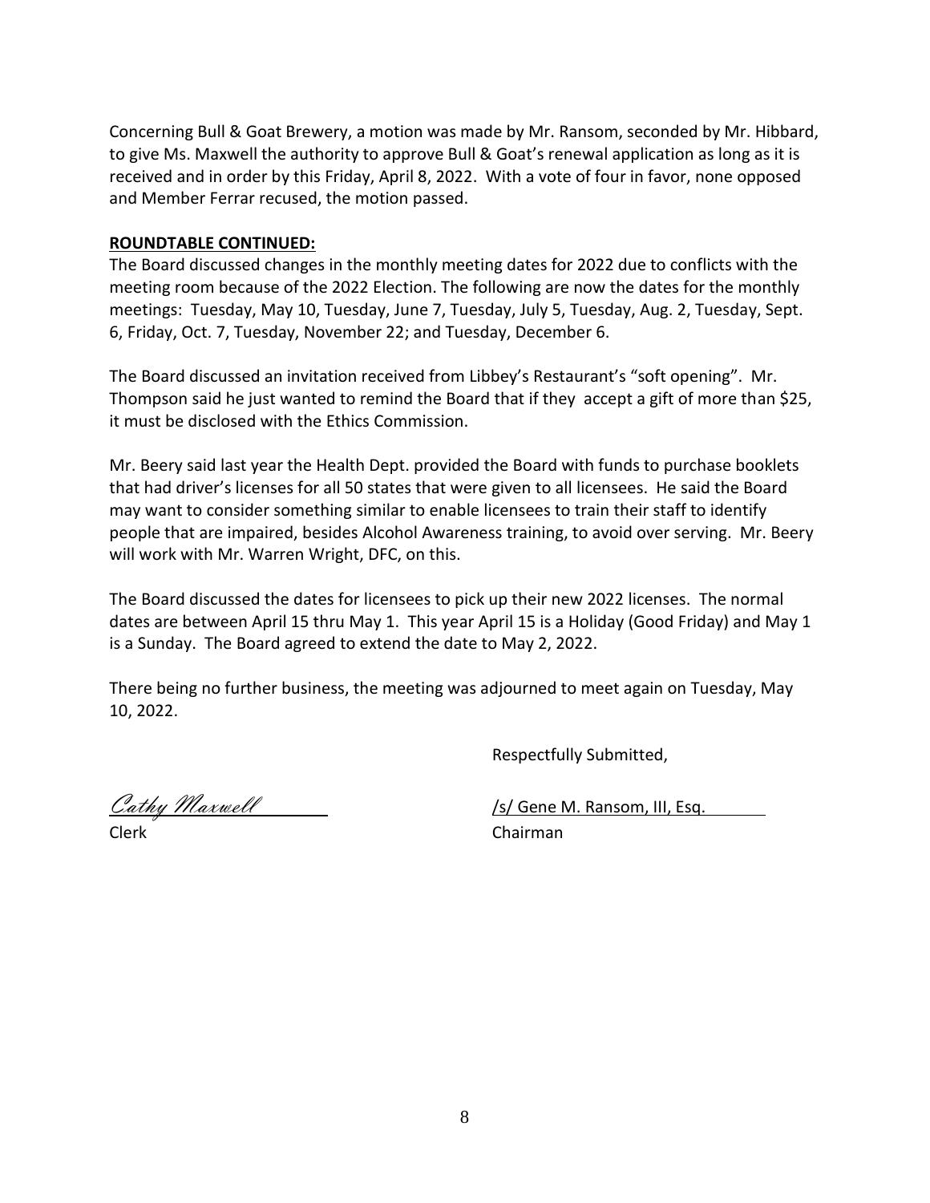Concerning Bull & Goat Brewery, a motion was made by Mr. Ransom, seconded by Mr. Hibbard, to give Ms. Maxwell the authority to approve Bull & Goat's renewal application as long as it is received and in order by this Friday, April 8, 2022. With a vote of four in favor, none opposed and Member Ferrar recused, the motion passed.

**ROUNDTABLE CONTINUED:**

The Board discussed changes in the monthly meeting dates for 2022 due to conflicts with the meeting room because of the 2022 Election. The following are now the dates for the monthly meetings: Tuesday, May 10, Tuesday, June 7, Tuesday, July 5, Tuesday, Aug. 2, Tuesday, Sept. 6, Friday, Oct. 7, Tuesday, November 22; and Tuesday, December 6.

The Board discussed an invitation received from Libbey's Restaurant's "soft opening". Mr. Thompson said he just wanted to remind the Board that if they accept a gift of more than $25, it must be disclosed with the Ethics Commission.

Mr. Beery said last year the Health Dept. provided the Board with funds to purchase booklets that had driver's licenses for all 50 states that were given to all licensees. He said the Board may want to consider something similar to enable licensees to train their staff to identify people that are impaired, besides Alcohol Awareness training, to avoid over serving. Mr. Beery will work with Mr. Warren Wright, DFC, on this.

The Board discussed the dates for licensees to pick up their new 2022 licenses. The normal dates are between April 15 thru May 1. This year April 15 is a Holiday (Good Friday) and May 1 is a Sunday. The Board agreed to extend the date to May 2, 2022.

There being no further business, the meeting was adjourned to meet again on Tuesday, May 10, 2022.

Respectfully Submitted,

*Cathy Maxwell*
Clerk

/s/ Gene M. Ransom, III, Esq.
Chairman